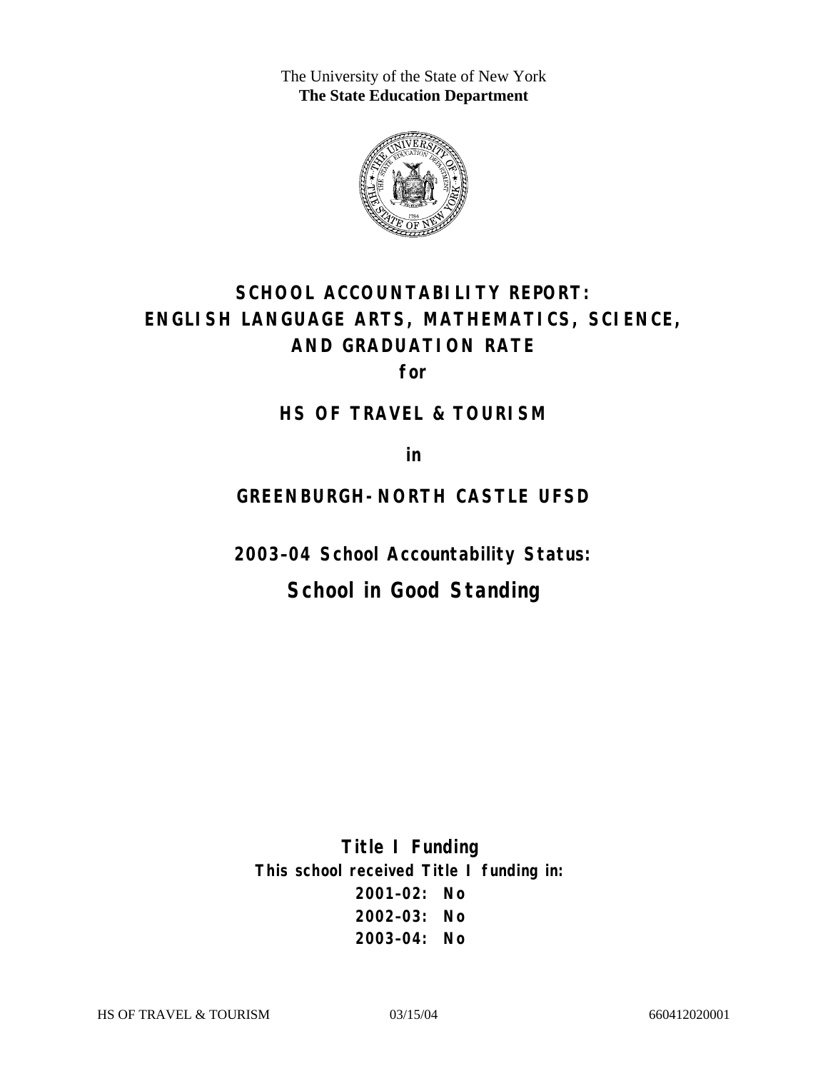The University of the State of New York
**The State Education Department**

# SCHOOL ACCOUNTABILITY REPORT: ENGLISH LANGUAGE ARTS, MATHEMATICS, SCIENCE, AND GRADUATION RATE

**for**

## HS OF TRAVEL & TOURISM

**in**

## GREENBURGH-NORTH CASTLE UFSD

**2003–04 School Accountability Status:**

## School in Good Standing

**Title I Funding**

**This school received Title I funding in:**

**2001–02: No**

**2002–03: No**

**2003–04: No**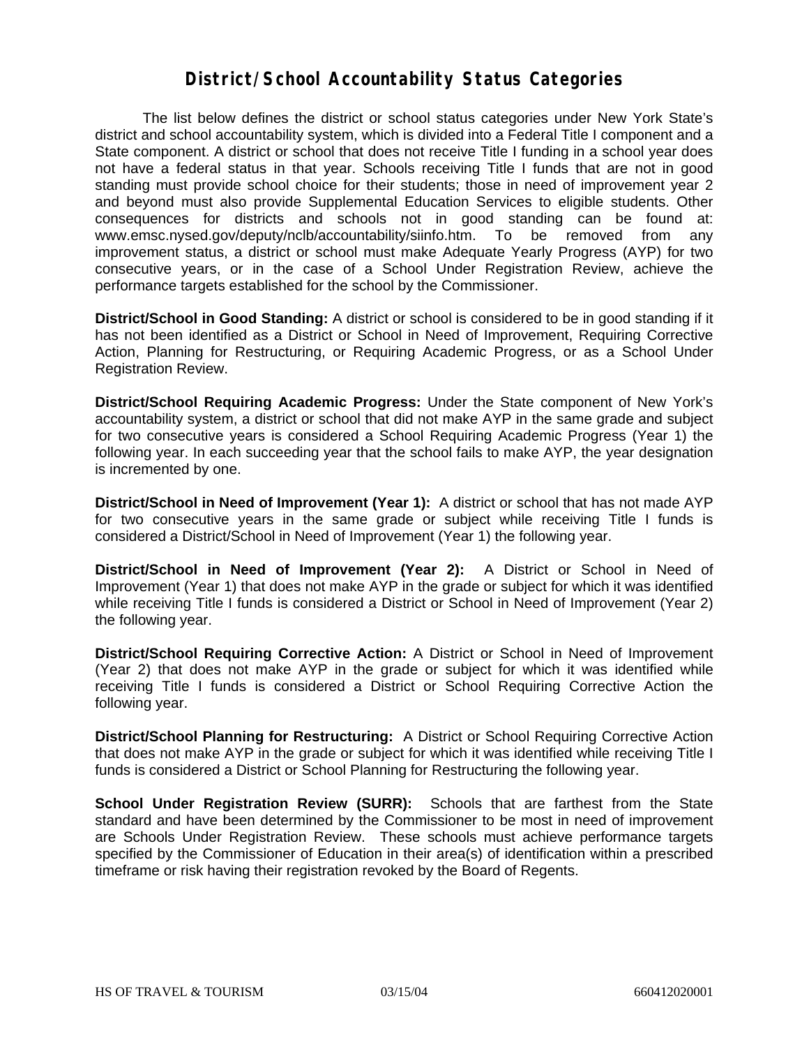# District/School Accountability Status Categories

The list below defines the district or school status categories under New York State's district and school accountability system, which is divided into a Federal Title I component and a State component. A district or school that does not receive Title I funding in a school year does not have a federal status in that year. Schools receiving Title I funds that are not in good standing must provide school choice for their students; those in need of improvement year 2 and beyond must also provide Supplemental Education Services to eligible students. Other consequences for districts and schools not in good standing can be found at: www.emsc.nysed.gov/deputy/nclb/accountability/siinfo.htm. To be removed from any improvement status, a district or school must make Adequate Yearly Progress (AYP) for two consecutive years, or in the case of a School Under Registration Review, achieve the performance targets established for the school by the Commissioner.

**District/School in Good Standing:** A district or school is considered to be in good standing if it has not been identified as a District or School in Need of Improvement, Requiring Corrective Action, Planning for Restructuring, or Requiring Academic Progress, or as a School Under Registration Review.

**District/School Requiring Academic Progress:** Under the State component of New York's accountability system, a district or school that did not make AYP in the same grade and subject for two consecutive years is considered a School Requiring Academic Progress (Year 1) the following year. In each succeeding year that the school fails to make AYP, the year designation is incremented by one.

**District/School in Need of Improvement (Year 1):** A district or school that has not made AYP for two consecutive years in the same grade or subject while receiving Title I funds is considered a District/School in Need of Improvement (Year 1) the following year.

**District/School in Need of Improvement (Year 2):** A District or School in Need of Improvement (Year 1) that does not make AYP in the grade or subject for which it was identified while receiving Title I funds is considered a District or School in Need of Improvement (Year 2) the following year.

**District/School Requiring Corrective Action:** A District or School in Need of Improvement (Year 2) that does not make AYP in the grade or subject for which it was identified while receiving Title I funds is considered a District or School Requiring Corrective Action the following year.

**District/School Planning for Restructuring:** A District or School Requiring Corrective Action that does not make AYP in the grade or subject for which it was identified while receiving Title I funds is considered a District or School Planning for Restructuring the following year.

**School Under Registration Review (SURR):** Schools that are farthest from the State standard and have been determined by the Commissioner to be most in need of improvement are Schools Under Registration Review. These schools must achieve performance targets specified by the Commissioner of Education in their area(s) of identification within a prescribed timeframe or risk having their registration revoked by the Board of Regents.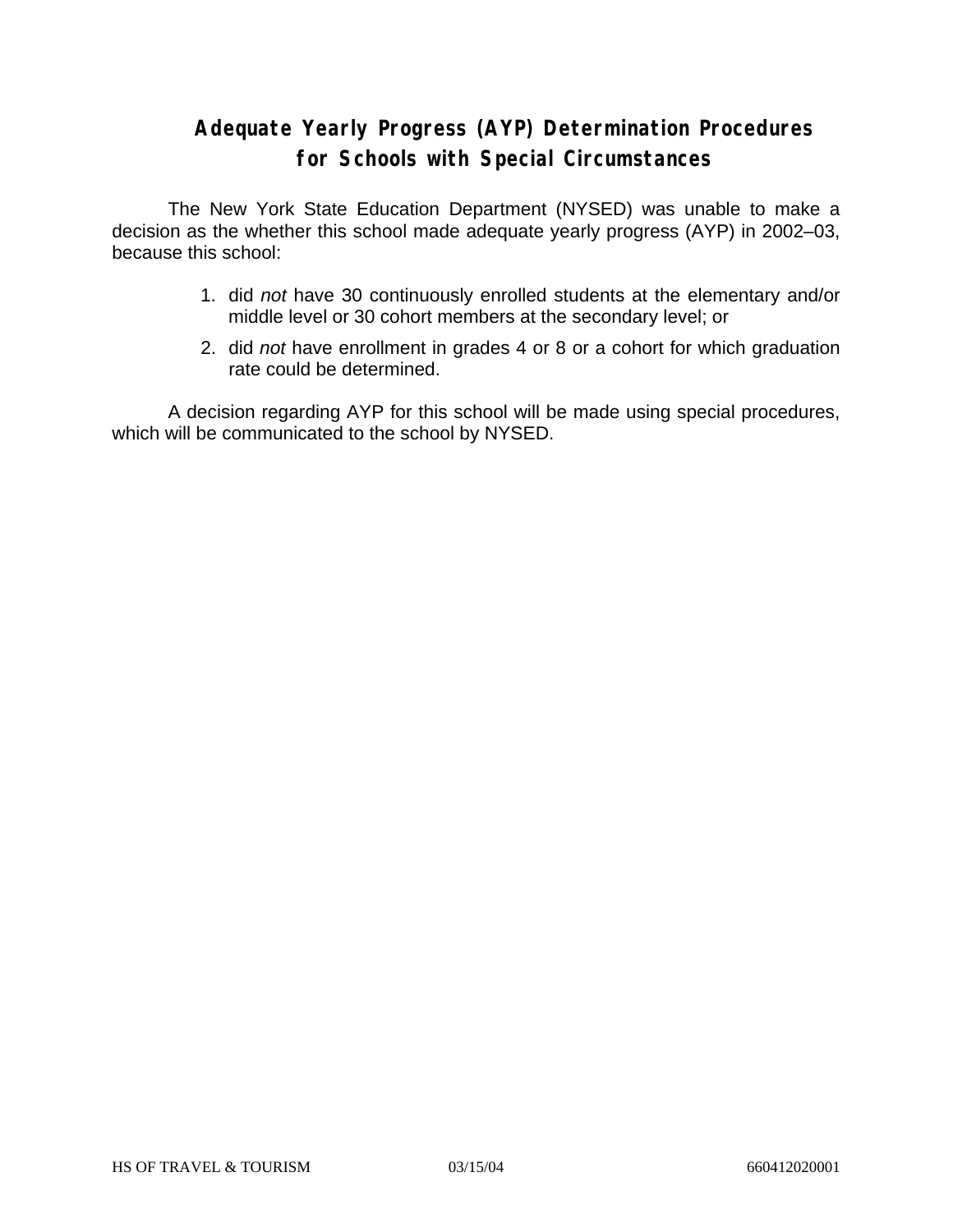# Adequate Yearly Progress (AYP) Determination Procedures for Schools with Special Circumstances

The New York State Education Department (NYSED) was unable to make a decision as the whether this school made adequate yearly progress (AYP) in 2002–03, because this school:

1. did *not* have 30 continuously enrolled students at the elementary and/or middle level or 30 cohort members at the secondary level; or
2. did *not* have enrollment in grades 4 or 8 or a cohort for which graduation rate could be determined.

A decision regarding AYP for this school will be made using special procedures, which will be communicated to the school by NYSED.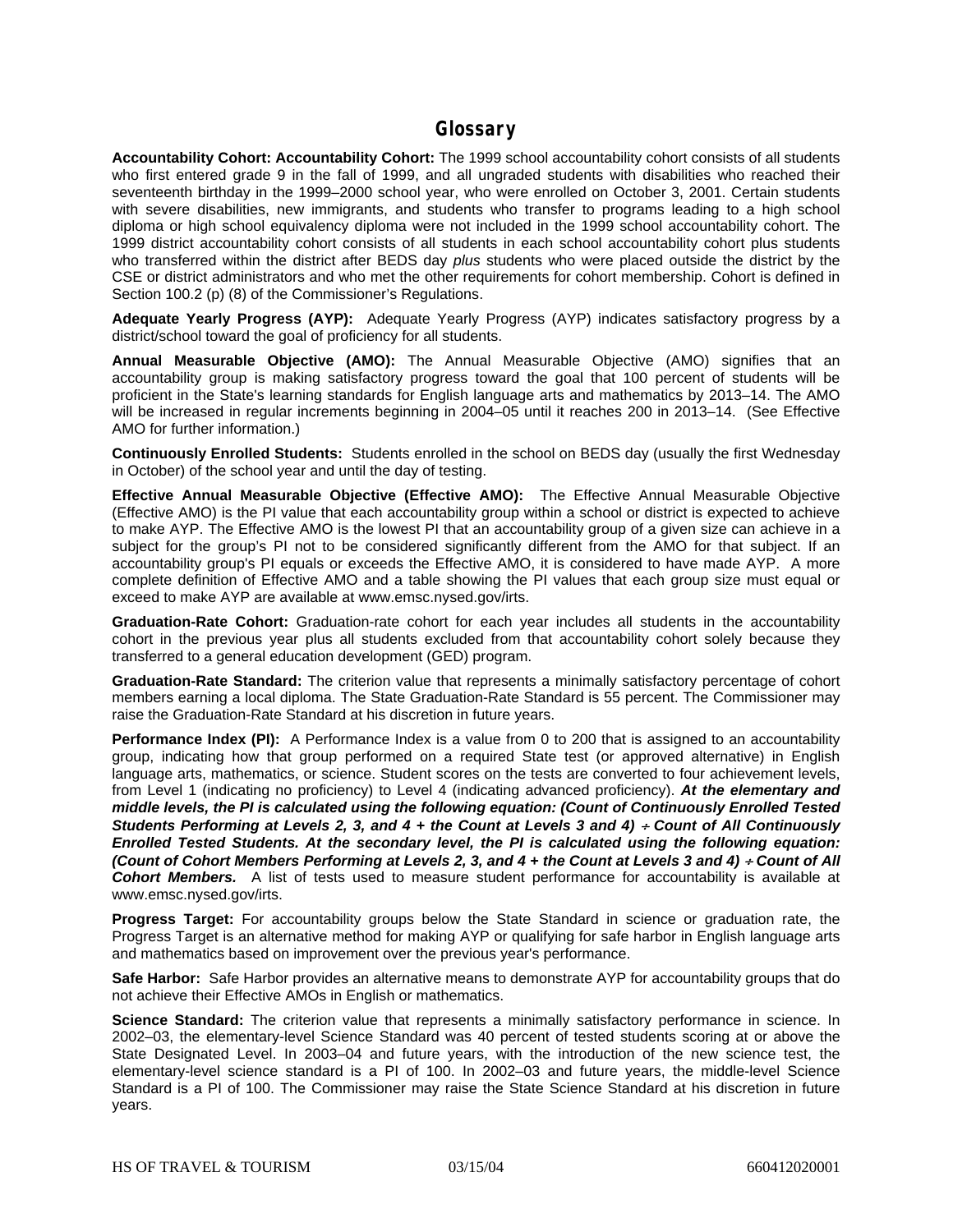## Glossary

**Accountability Cohort: Accountability Cohort:** The 1999 school accountability cohort consists of all students who first entered grade 9 in the fall of 1999, and all ungraded students with disabilities who reached their seventeenth birthday in the 1999–2000 school year, who were enrolled on October 3, 2001. Certain students with severe disabilities, new immigrants, and students who transfer to programs leading to a high school diploma or high school equivalency diploma were not included in the 1999 school accountability cohort. The 1999 district accountability cohort consists of all students in each school accountability cohort plus students who transferred within the district after BEDS day *plus* students who were placed outside the district by the CSE or district administrators and who met the other requirements for cohort membership. Cohort is defined in Section 100.2 (p) (8) of the Commissioner's Regulations.

**Adequate Yearly Progress (AYP):** Adequate Yearly Progress (AYP) indicates satisfactory progress by a district/school toward the goal of proficiency for all students.

**Annual Measurable Objective (AMO):** The Annual Measurable Objective (AMO) signifies that an accountability group is making satisfactory progress toward the goal that 100 percent of students will be proficient in the State's learning standards for English language arts and mathematics by 2013–14. The AMO will be increased in regular increments beginning in 2004–05 until it reaches 200 in 2013–14. (See Effective AMO for further information.)

**Continuously Enrolled Students:** Students enrolled in the school on BEDS day (usually the first Wednesday in October) of the school year and until the day of testing.

**Effective Annual Measurable Objective (Effective AMO):** The Effective Annual Measurable Objective (Effective AMO) is the PI value that each accountability group within a school or district is expected to achieve to make AYP. The Effective AMO is the lowest PI that an accountability group of a given size can achieve in a subject for the group's PI not to be considered significantly different from the AMO for that subject. If an accountability group's PI equals or exceeds the Effective AMO, it is considered to have made AYP. A more complete definition of Effective AMO and a table showing the PI values that each group size must equal or exceed to make AYP are available at www.emsc.nysed.gov/irts.

**Graduation-Rate Cohort:** Graduation-rate cohort for each year includes all students in the accountability cohort in the previous year plus all students excluded from that accountability cohort solely because they transferred to a general education development (GED) program.

**Graduation-Rate Standard:** The criterion value that represents a minimally satisfactory percentage of cohort members earning a local diploma. The State Graduation-Rate Standard is 55 percent. The Commissioner may raise the Graduation-Rate Standard at his discretion in future years.

**Performance Index (PI):** A Performance Index is a value from 0 to 200 that is assigned to an accountability group, indicating how that group performed on a required State test (or approved alternative) in English language arts, mathematics, or science. Student scores on the tests are converted to four achievement levels, from Level 1 (indicating no proficiency) to Level 4 (indicating advanced proficiency). ***At the elementary and middle levels, the PI is calculated using the following equation: (Count of Continuously Enrolled Tested Students Performing at Levels 2, 3, and 4 + the Count at Levels 3 and 4) ÷ Count of All Continuously Enrolled Tested Students. At the secondary level, the PI is calculated using the following equation: (Count of Cohort Members Performing at Levels 2, 3, and 4 + the Count at Levels 3 and 4) ÷ Count of All Cohort Members.*** A list of tests used to measure student performance for accountability is available at www.emsc.nysed.gov/irts.

**Progress Target:** For accountability groups below the State Standard in science or graduation rate, the Progress Target is an alternative method for making AYP or qualifying for safe harbor in English language arts and mathematics based on improvement over the previous year's performance.

**Safe Harbor:** Safe Harbor provides an alternative means to demonstrate AYP for accountability groups that do not achieve their Effective AMOs in English or mathematics.

**Science Standard:** The criterion value that represents a minimally satisfactory performance in science. In 2002–03, the elementary-level Science Standard was 40 percent of tested students scoring at or above the State Designated Level. In 2003–04 and future years, with the introduction of the new science test, the elementary-level science standard is a PI of 100. In 2002–03 and future years, the middle-level Science Standard is a PI of 100. The Commissioner may raise the State Science Standard at his discretion in future years.